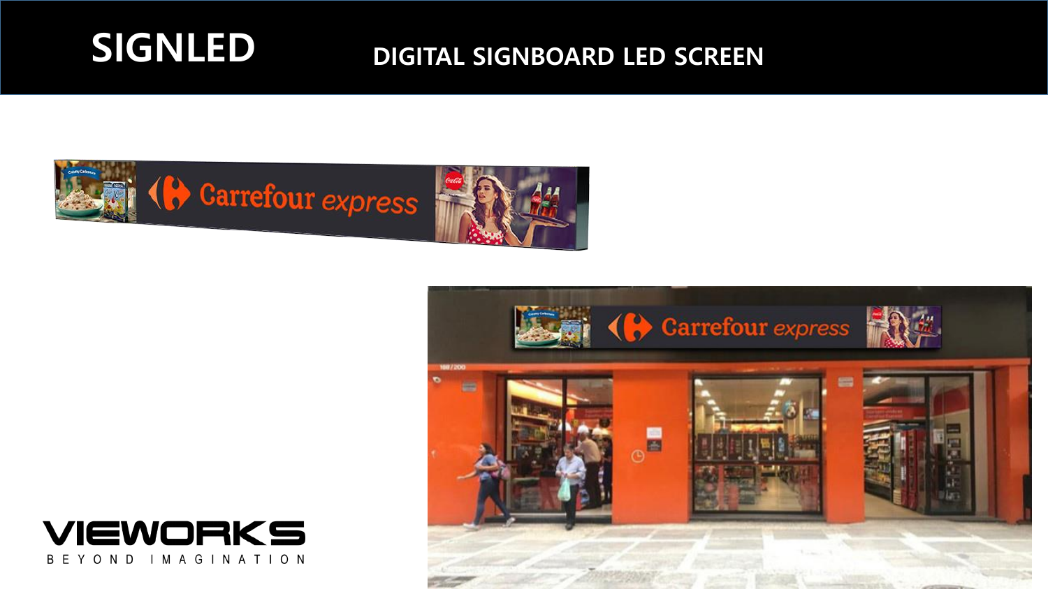# SIGNLED

## DIGITAL SIGNBOARD LED SCREEN

VIEWORKS

BEYOND IMAGINATION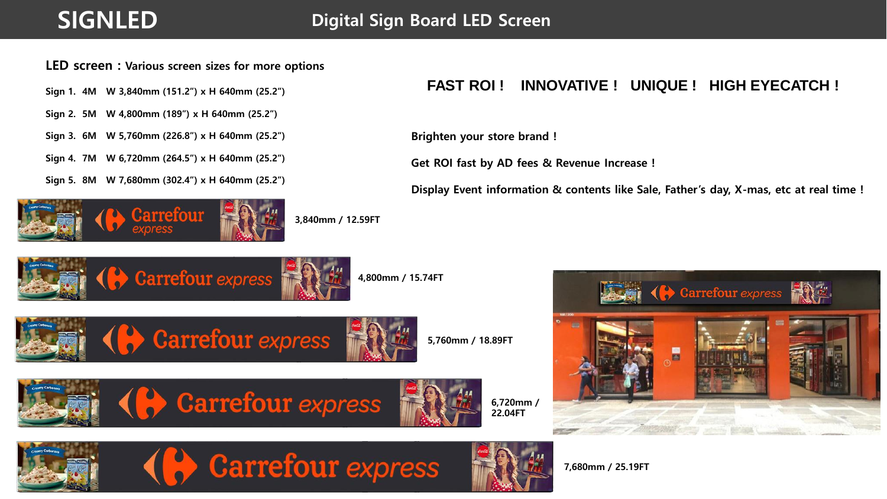# SIGNLED

## Digital Sign Board LED Screen

**LED screen : Various screen sizes for more options**

- Sign 1. 4M W 3,840mm (151.2") x H 640mm (25.2")
- Sign 2. 5M W 4,800mm (189") x H 640mm (25.2")
- Sign 3. 6M W 5,760mm (226.8") x H 640mm (25.2")
- Sign 4. 7M W 6,720mm (264.5") x H 640mm (25.2")
- Sign 5. 8M W 7,680mm (302.4") x H 640mm (25.2")

3,840mm / 12.59FT

4,800mm / 15.74FT

5,760mm / 18.89FT

6,720mm / 22.04FT

7,680mm / 25.19FT

**FAST ROI ! INNOVATIVE ! UNIQUE ! HIGH EYECATCH !**

Brighten your store brand !

Get ROI fast by AD fees & Revenue Increase !

Display Event information & contents like Sale, Father's day, X-mas, etc at real time !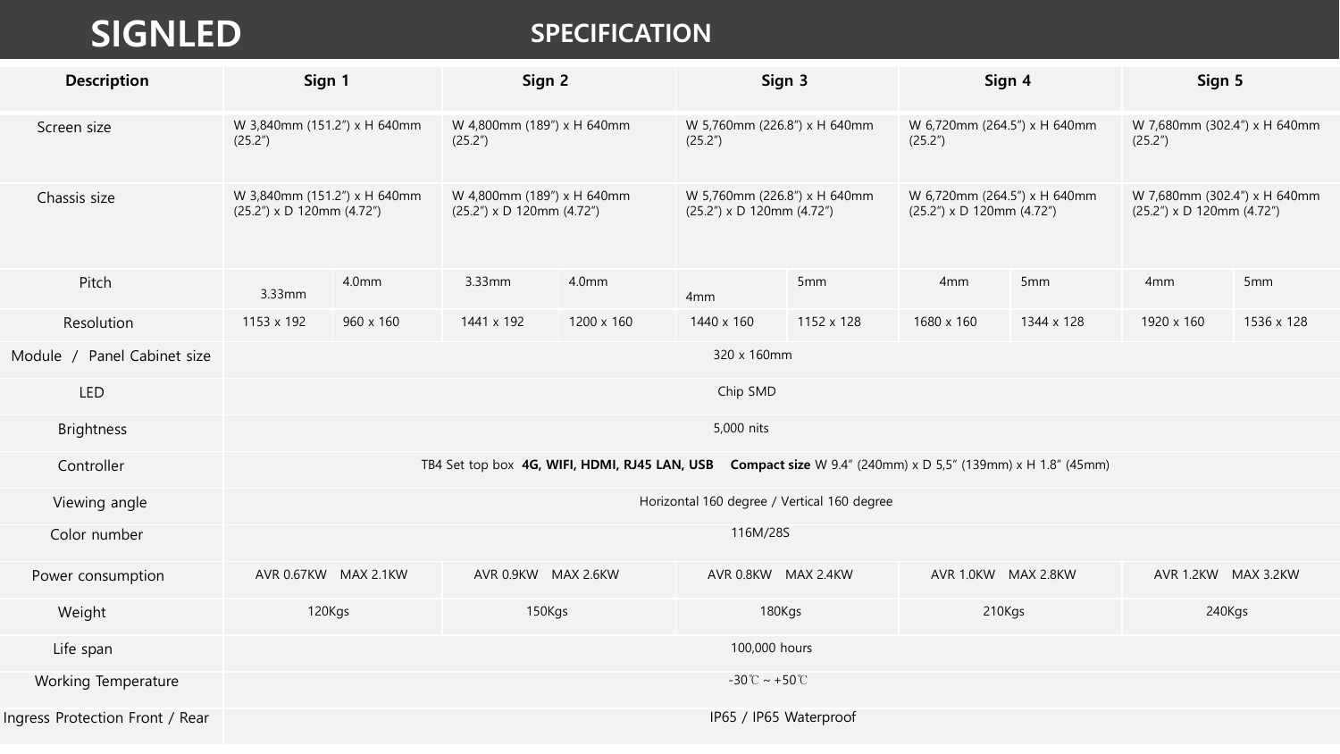# SIGNLED

## SPECIFICATION

| Description | Sign 1 | | Sign 2 | | Sign 3 | | Sign 4 | | Sign 5 | |
|---|---|---|---|---|---|---|---|---|---|---|
| Screen size | W 3,840mm (151.2") x H 640mm (25.2") | | W 4,800mm (189") x H 640mm (25.2") | | W 5,760mm (226.8") x H 640mm (25.2") | | W 6,720mm (264.5") x H 640mm (25.2") | | W 7,680mm (302.4") x H 640mm (25.2") | |
| Chassis size | W 3,840mm (151.2") x H 640mm (25.2") x D 120mm (4.72") | | W 4,800mm (189") x H 640mm (25.2") x D 120mm (4.72") | | W 5,760mm (226.8") x H 640mm (25.2") x D 120mm (4.72") | | W 6,720mm (264.5") x H 640mm (25.2") x D 120mm (4.72") | | W 7,680mm (302.4") x H 640mm (25.2") x D 120mm (4.72") | |
| Pitch | 3.33mm | 4.0mm | 3.33mm | 4.0mm | 4mm | 5mm | 4mm | 5mm | 4mm | 5mm |
| Resolution | 1153 x 192 | 960 x 160 | 1441 x 192 | 1200 x 160 | 1440 x 160 | 1152 x 128 | 1680 x 160 | 1344 x 128 | 1920 x 160 | 1536 x 128 |
| Module / Panel Cabinet size | 320 x 160mm | | | | | | | | | |
| LED | Chip SMD | | | | | | | | | |
| Brightness | 5,000 nits | | | | | | | | | |
| Controller | TB4 Set top box **4G, WIFI, HDMI, RJ45 LAN, USB** **Compact size** W 9.4" (240mm) x D 5,5" (139mm) x H 1.8" (45mm) | | | | | | | | | |
| Viewing angle | Horizontal 160 degree / Vertical 160 degree | | | | | | | | | |
| Color number | 116M/28S | | | | | | | | | |
| Power consumption | AVR 0.67KW MAX 2.1KW | | AVR 0.9KW MAX 2.6KW | | AVR 0.8KW MAX 2.4KW | | AVR 1.0KW MAX 2.8KW | | AVR 1.2KW MAX 3.2KW | |
| Weight | 120Kgs | | 150Kgs | | 180Kgs | | 210Kgs | | 240Kgs | |
| Life span | 100,000 hours | | | | | | | | | |
| Working Temperature | -30℃ ~ +50℃ | | | | | | | | | |
| Ingress Protection Front / Rear | IP65 / IP65 Waterproof | | | | | | | | | |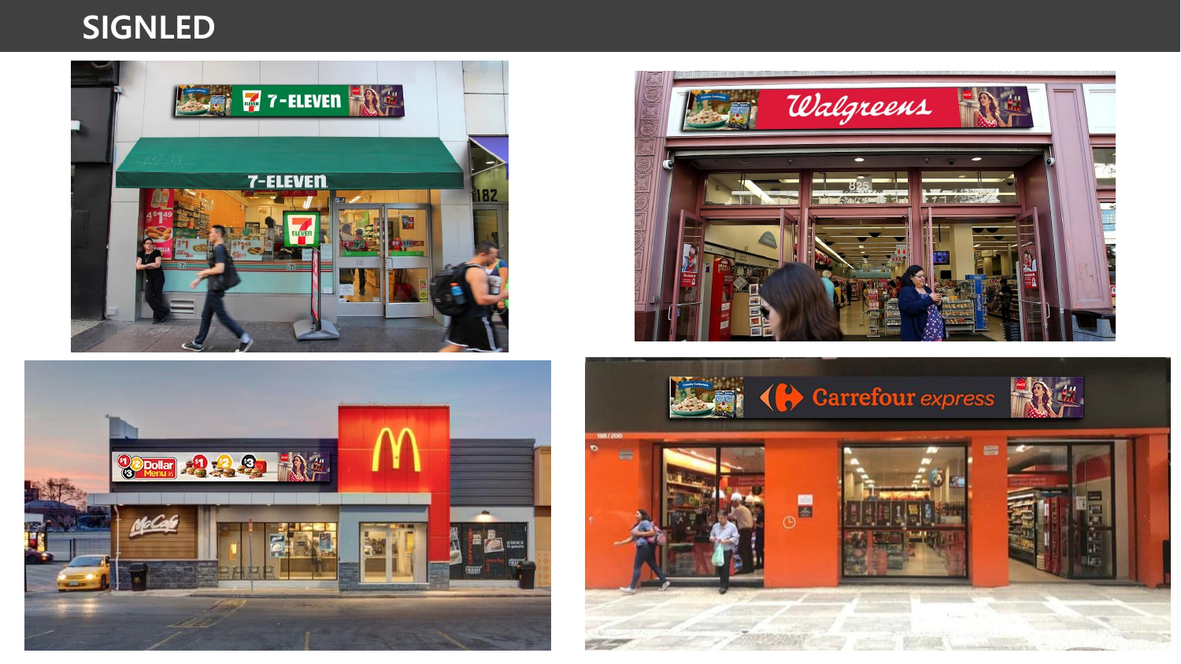# SIGNLED